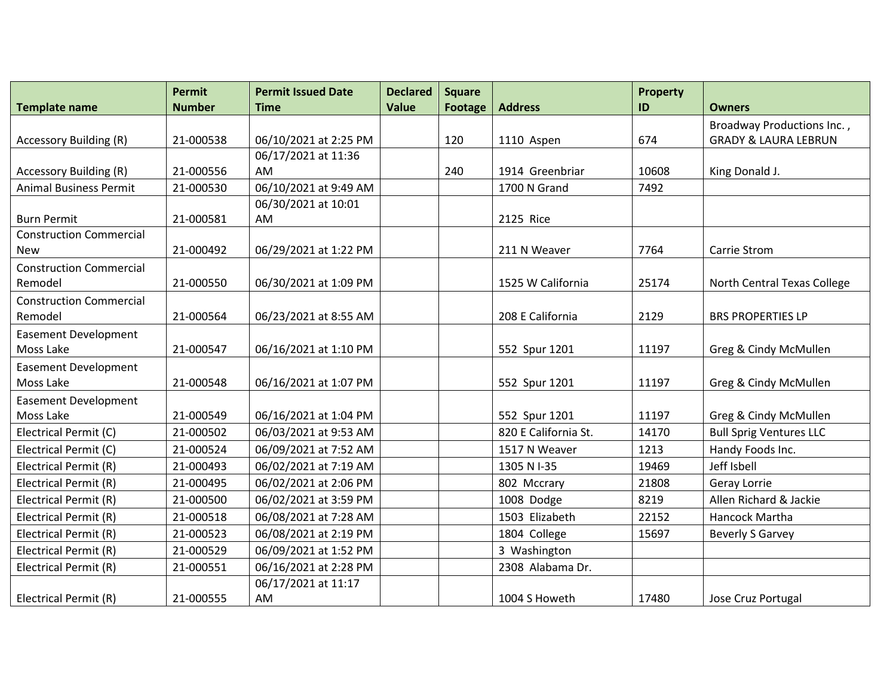| Template name | Permit Number | Permit Issued Date Time | Declared Value | Square Footage | Address | Property ID | Owners |
| --- | --- | --- | --- | --- | --- | --- | --- |
| Accessory Building (R) | 21-000538 | 06/10/2021 at 2:25 PM | | 120 | 1110 Aspen | 674 | Broadway Productions Inc. , GRADY & LAURA LEBRUN |
| Accessory Building (R) | 21-000556 | 06/17/2021 at 11:36 AM | | 240 | 1914 Greenbriar | 10608 | King Donald J. |
| Animal Business Permit | 21-000530 | 06/10/2021 at 9:49 AM | | | 1700 N Grand | 7492 | |
| Burn Permit | 21-000581 | 06/30/2021 at 10:01 AM | | | 2125 Rice | | |
| Construction Commercial New | 21-000492 | 06/29/2021 at 1:22 PM | | | 211 N Weaver | 7764 | Carrie Strom |
| Construction Commercial Remodel | 21-000550 | 06/30/2021 at 1:09 PM | | | 1525 W California | 25174 | North Central Texas College |
| Construction Commercial Remodel | 21-000564 | 06/23/2021 at 8:55 AM | | | 208 E California | 2129 | BRS PROPERTIES LP |
| Easement Development Moss Lake | 21-000547 | 06/16/2021 at 1:10 PM | | | 552 Spur 1201 | 11197 | Greg & Cindy McMullen |
| Easement Development Moss Lake | 21-000548 | 06/16/2021 at 1:07 PM | | | 552 Spur 1201 | 11197 | Greg & Cindy McMullen |
| Easement Development Moss Lake | 21-000549 | 06/16/2021 at 1:04 PM | | | 552 Spur 1201 | 11197 | Greg & Cindy McMullen |
| Electrical Permit (C) | 21-000502 | 06/03/2021 at 9:53 AM | | | 820 E California St. | 14170 | Bull Sprig Ventures LLC |
| Electrical Permit (C) | 21-000524 | 06/09/2021 at 7:52 AM | | | 1517 N Weaver | 1213 | Handy Foods Inc. |
| Electrical Permit (R) | 21-000493 | 06/02/2021 at 7:19 AM | | | 1305 N I-35 | 19469 | Jeff Isbell |
| Electrical Permit (R) | 21-000495 | 06/02/2021 at 2:06 PM | | | 802 Mccrary | 21808 | Geray Lorrie |
| Electrical Permit (R) | 21-000500 | 06/02/2021 at 3:59 PM | | | 1008 Dodge | 8219 | Allen Richard & Jackie |
| Electrical Permit (R) | 21-000518 | 06/08/2021 at 7:28 AM | | | 1503 Elizabeth | 22152 | Hancock Martha |
| Electrical Permit (R) | 21-000523 | 06/08/2021 at 2:19 PM | | | 1804 College | 15697 | Beverly S Garvey |
| Electrical Permit (R) | 21-000529 | 06/09/2021 at 1:52 PM | | | 3 Washington | | |
| Electrical Permit (R) | 21-000551 | 06/16/2021 at 2:28 PM | | | 2308 Alabama Dr. | | |
| Electrical Permit (R) | 21-000555 | 06/17/2021 at 11:17 AM | | | 1004 S Howeth | 17480 | Jose Cruz Portugal |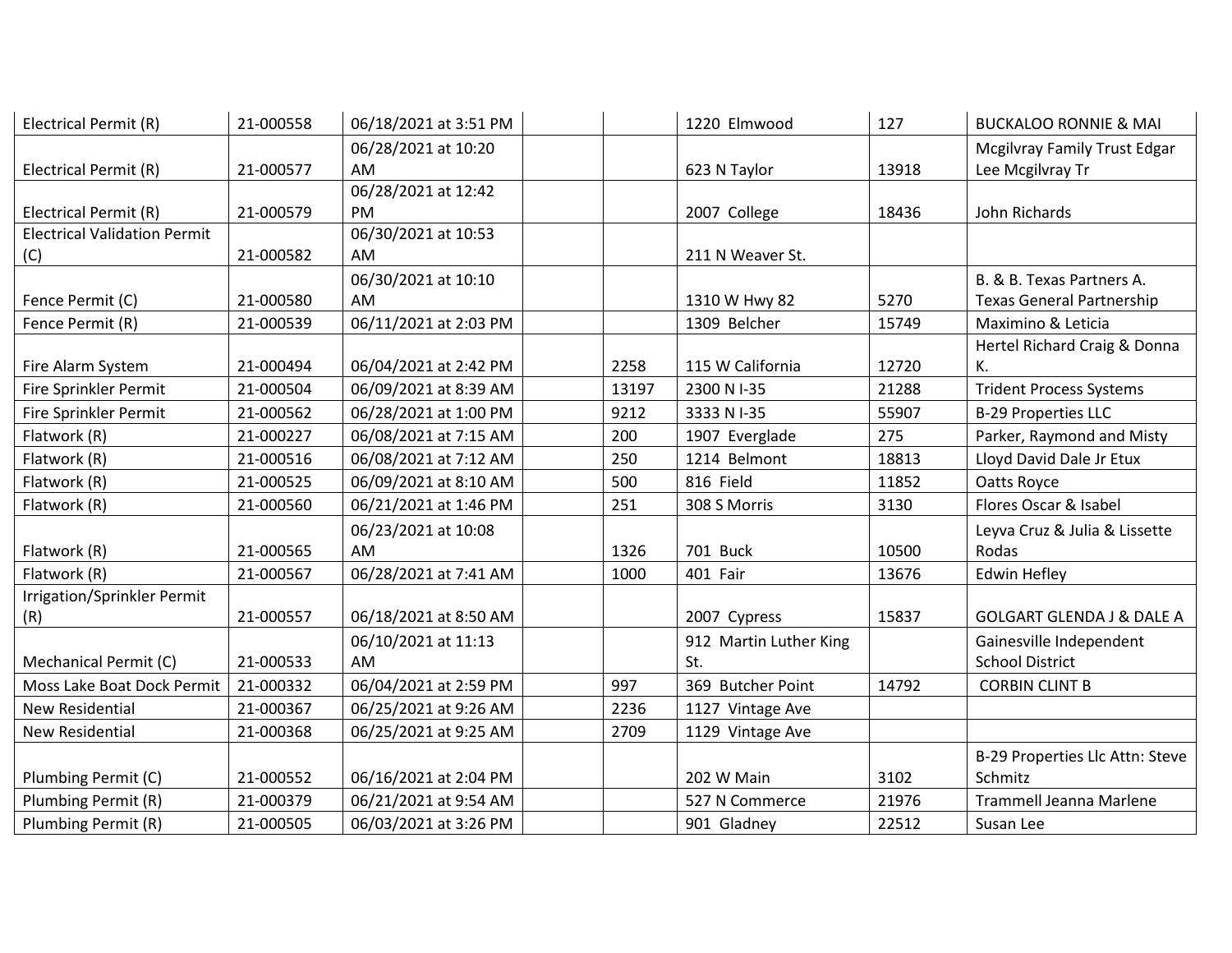| | | | | | | | |
|---|---|---|---|---|---|---|---|
| Electrical Permit (R) | 21-000558 | 06/18/2021 at 3:51 PM | | | 1220 Elmwood | 127 | BUCKALOO RONNIE & MAI |
| Electrical Permit (R) | 21-000577 | 06/28/2021 at 10:20 AM | | | 623 N Taylor | 13918 | Mcgilvray Family Trust Edgar Lee Mcgilvray Tr |
| Electrical Permit (R) | 21-000579 | 06/28/2021 at 12:42 PM | | | 2007 College | 18436 | John Richards |
| Electrical Validation Permit (C) | 21-000582 | 06/30/2021 at 10:53 AM | | | 211 N Weaver St. | | |
| Fence Permit (C) | 21-000580 | 06/30/2021 at 10:10 AM | | | 1310 W Hwy 82 | 5270 | B. & B. Texas Partners A. Texas General Partnership |
| Fence Permit (R) | 21-000539 | 06/11/2021 at 2:03 PM | | | 1309 Belcher | 15749 | Maximino & Leticia |
| Fire Alarm System | 21-000494 | 06/04/2021 at 2:42 PM | | 2258 | 115 W California | 12720 | Hertel Richard Craig & Donna K. |
| Fire Sprinkler Permit | 21-000504 | 06/09/2021 at 8:39 AM | | 13197 | 2300 N I-35 | 21288 | Trident Process Systems |
| Fire Sprinkler Permit | 21-000562 | 06/28/2021 at 1:00 PM | | 9212 | 3333 N I-35 | 55907 | B-29 Properties LLC |
| Flatwork (R) | 21-000227 | 06/08/2021 at 7:15 AM | | 200 | 1907 Everglade | 275 | Parker, Raymond and Misty |
| Flatwork (R) | 21-000516 | 06/08/2021 at 7:12 AM | | 250 | 1214 Belmont | 18813 | Lloyd David Dale Jr Etux |
| Flatwork (R) | 21-000525 | 06/09/2021 at 8:10 AM | | 500 | 816 Field | 11852 | Oatts Royce |
| Flatwork (R) | 21-000560 | 06/21/2021 at 1:46 PM | | 251 | 308 S Morris | 3130 | Flores Oscar & Isabel |
| Flatwork (R) | 21-000565 | 06/23/2021 at 10:08 AM | | 1326 | 701 Buck | 10500 | Leyva Cruz & Julia & Lissette Rodas |
| Flatwork (R) | 21-000567 | 06/28/2021 at 7:41 AM | | 1000 | 401 Fair | 13676 | Edwin Hefley |
| Irrigation/Sprinkler Permit (R) | 21-000557 | 06/18/2021 at 8:50 AM | | | 2007 Cypress | 15837 | GOLGART GLENDA J & DALE A |
| Mechanical Permit (C) | 21-000533 | 06/10/2021 at 11:13 AM | | | 912 Martin Luther King St. | | Gainesville Independent School District |
| Moss Lake Boat Dock Permit | 21-000332 | 06/04/2021 at 2:59 PM | | 997 | 369 Butcher Point | 14792 | CORBIN CLINT B |
| New Residential | 21-000367 | 06/25/2021 at 9:26 AM | | 2236 | 1127 Vintage Ave | | |
| New Residential | 21-000368 | 06/25/2021 at 9:25 AM | | 2709 | 1129 Vintage Ave | | |
| Plumbing Permit (C) | 21-000552 | 06/16/2021 at 2:04 PM | | | 202 W Main | 3102 | B-29 Properties Llc Attn: Steve Schmitz |
| Plumbing Permit (R) | 21-000379 | 06/21/2021 at 9:54 AM | | | 527 N Commerce | 21976 | Trammell Jeanna Marlene |
| Plumbing Permit (R) | 21-000505 | 06/03/2021 at 3:26 PM | | | 901 Gladney | 22512 | Susan Lee |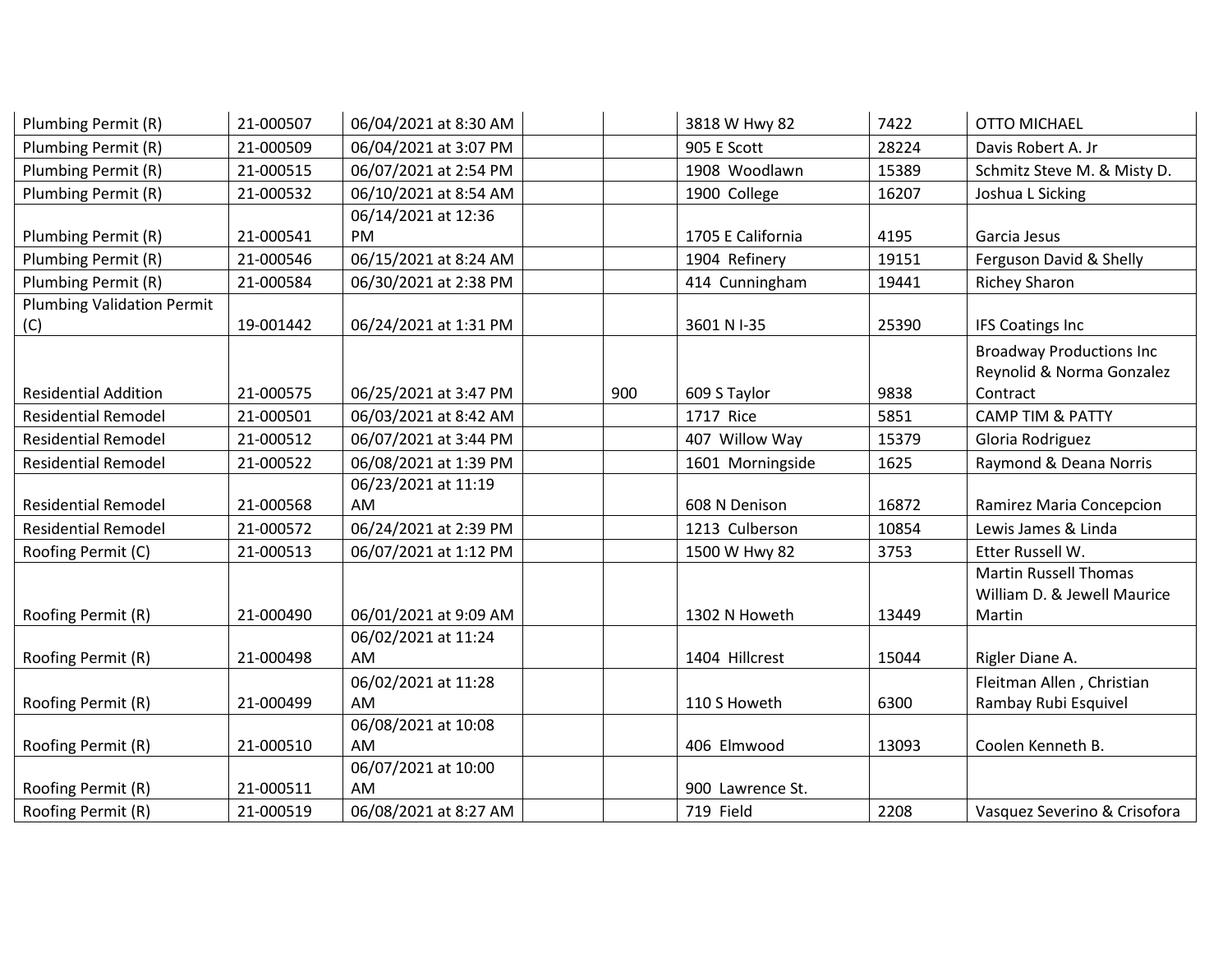| | | | | | | | |
|---|---|---|---|---|---|---|---|
| Plumbing Permit (R) | 21-000507 | 06/04/2021 at 8:30 AM | | | 3818 W Hwy 82 | 7422 | OTTO MICHAEL |
| Plumbing Permit (R) | 21-000509 | 06/04/2021 at 3:07 PM | | | 905 E Scott | 28224 | Davis Robert A. Jr |
| Plumbing Permit (R) | 21-000515 | 06/07/2021 at 2:54 PM | | | 1908 Woodlawn | 15389 | Schmitz Steve M. & Misty D. |
| Plumbing Permit (R) | 21-000532 | 06/10/2021 at 8:54 AM | | | 1900 College | 16207 | Joshua L Sicking |
| Plumbing Permit (R) | 21-000541 | 06/14/2021 at 12:36 PM | | | 1705 E California | 4195 | Garcia Jesus |
| Plumbing Permit (R) | 21-000546 | 06/15/2021 at 8:24 AM | | | 1904 Refinery | 19151 | Ferguson David & Shelly |
| Plumbing Permit (R) | 21-000584 | 06/30/2021 at 2:38 PM | | | 414 Cunningham | 19441 | Richey Sharon |
| Plumbing Validation Permit (C) | 19-001442 | 06/24/2021 at 1:31 PM | | | 3601 N I-35 | 25390 | IFS Coatings Inc |
| Residential Addition | 21-000575 | 06/25/2021 at 3:47 PM | | 900 | 609 S Taylor | 9838 | Broadway Productions Inc Reynolid & Norma Gonzalez Contract |
| Residential Remodel | 21-000501 | 06/03/2021 at 8:42 AM | | | 1717 Rice | 5851 | CAMP TIM & PATTY |
| Residential Remodel | 21-000512 | 06/07/2021 at 3:44 PM | | | 407 Willow Way | 15379 | Gloria Rodriguez |
| Residential Remodel | 21-000522 | 06/08/2021 at 1:39 PM | | | 1601 Morningside | 1625 | Raymond & Deana Norris |
| Residential Remodel | 21-000568 | 06/23/2021 at 11:19 AM | | | 608 N Denison | 16872 | Ramirez Maria Concepcion |
| Residential Remodel | 21-000572 | 06/24/2021 at 2:39 PM | | | 1213 Culberson | 10854 | Lewis James & Linda |
| Roofing Permit (C) | 21-000513 | 06/07/2021 at 1:12 PM | | | 1500 W Hwy 82 | 3753 | Etter Russell W. |
| Roofing Permit (R) | 21-000490 | 06/01/2021 at 9:09 AM | | | 1302 N Howeth | 13449 | Martin Russell Thomas William D. & Jewell Maurice Martin |
| Roofing Permit (R) | 21-000498 | 06/02/2021 at 11:24 AM | | | 1404 Hillcrest | 15044 | Rigler Diane A. |
| Roofing Permit (R) | 21-000499 | 06/02/2021 at 11:28 AM | | | 110 S Howeth | 6300 | Fleitman Allen , Christian Rambay Rubi Esquivel |
| Roofing Permit (R) | 21-000510 | 06/08/2021 at 10:08 AM | | | 406 Elmwood | 13093 | Coolen Kenneth B. |
| Roofing Permit (R) | 21-000511 | 06/07/2021 at 10:00 AM | | | 900 Lawrence St. | | |
| Roofing Permit (R) | 21-000519 | 06/08/2021 at 8:27 AM | | | 719 Field | 2208 | Vasquez Severino & Crisofora |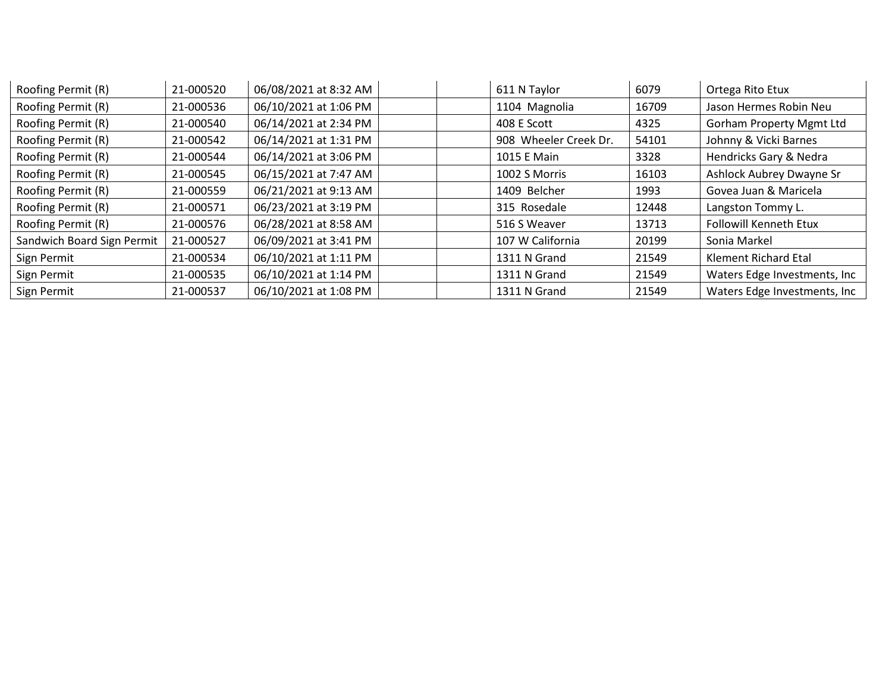| | | | | | | | |
|---|---|---|---|---|---|---|---|
| Roofing Permit (R) | 21-000520 | 06/08/2021 at 8:32 AM | | | 611 N Taylor | 6079 | Ortega Rito Etux |
| Roofing Permit (R) | 21-000536 | 06/10/2021 at 1:06 PM | | | 1104 Magnolia | 16709 | Jason Hermes Robin Neu |
| Roofing Permit (R) | 21-000540 | 06/14/2021 at 2:34 PM | | | 408 E Scott | 4325 | Gorham Property Mgmt Ltd |
| Roofing Permit (R) | 21-000542 | 06/14/2021 at 1:31 PM | | | 908 Wheeler Creek Dr. | 54101 | Johnny & Vicki Barnes |
| Roofing Permit (R) | 21-000544 | 06/14/2021 at 3:06 PM | | | 1015 E Main | 3328 | Hendricks Gary & Nedra |
| Roofing Permit (R) | 21-000545 | 06/15/2021 at 7:47 AM | | | 1002 S Morris | 16103 | Ashlock Aubrey Dwayne Sr |
| Roofing Permit (R) | 21-000559 | 06/21/2021 at 9:13 AM | | | 1409 Belcher | 1993 | Govea Juan & Maricela |
| Roofing Permit (R) | 21-000571 | 06/23/2021 at 3:19 PM | | | 315 Rosedale | 12448 | Langston Tommy L. |
| Roofing Permit (R) | 21-000576 | 06/28/2021 at 8:58 AM | | | 516 S Weaver | 13713 | Followill Kenneth Etux |
| Sandwich Board Sign Permit | 21-000527 | 06/09/2021 at 3:41 PM | | | 107 W California | 20199 | Sonia Markel |
| Sign Permit | 21-000534 | 06/10/2021 at 1:11 PM | | | 1311 N Grand | 21549 | Klement Richard Etal |
| Sign Permit | 21-000535 | 06/10/2021 at 1:14 PM | | | 1311 N Grand | 21549 | Waters Edge Investments, Inc |
| Sign Permit | 21-000537 | 06/10/2021 at 1:08 PM | | | 1311 N Grand | 21549 | Waters Edge Investments, Inc |